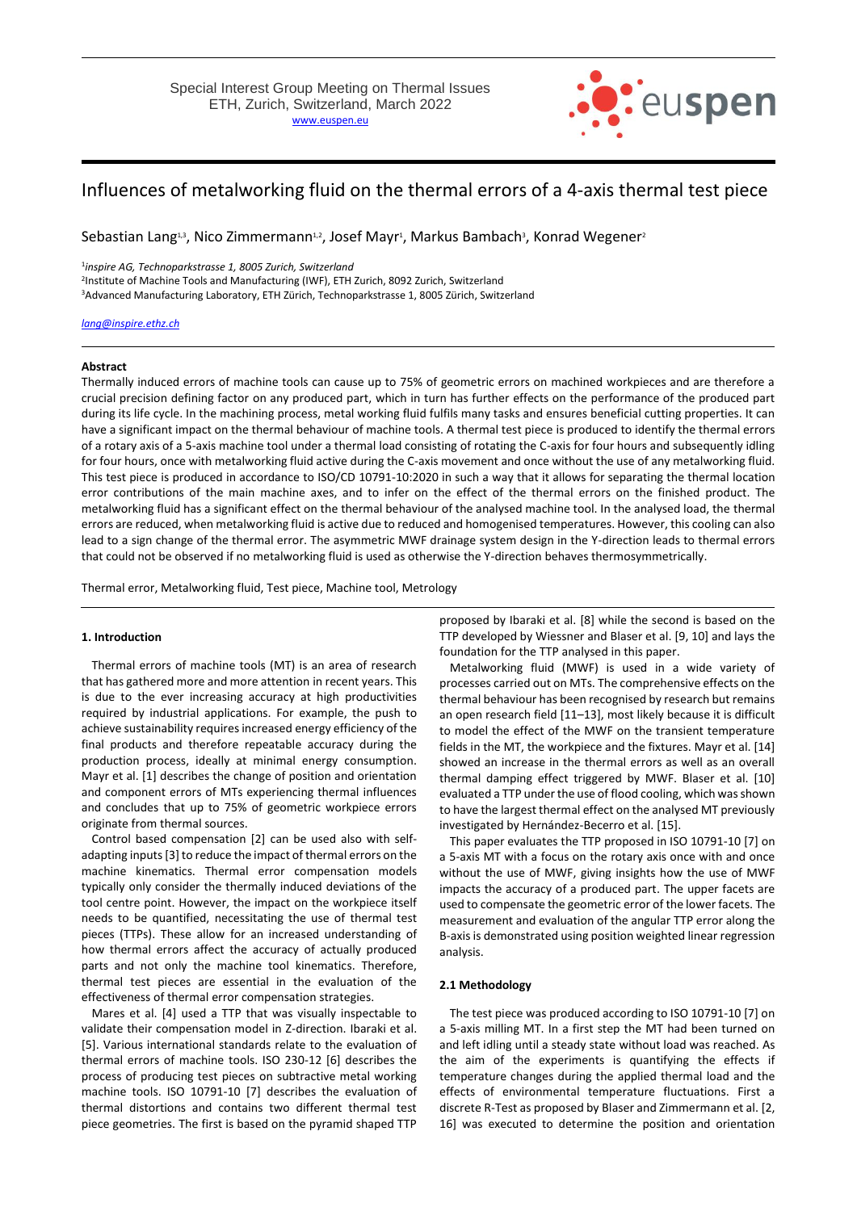Special Interest Group Meeting on Thermal Issues
ETH, Zurich, Switzerland, March 2022
www.euspen.eu

# Influences of metalworking fluid on the thermal errors of a 4-axis thermal test piece

Sebastian Lang[1,3], Nico Zimmermann[1,2], Josef Mayr[1], Markus Bambach[3], Konrad Wegener[2]

[1] *inspire AG, Technoparkstrasse 1, 8005 Zurich, Switzerland*
[2] Institute of Machine Tools and Manufacturing (IWF), ETH Zurich, 8092 Zurich, Switzerland
[3] Advanced Manufacturing Laboratory, ETH Zürich, Technoparkstrasse 1, 8005 Zurich, Switzerland

*lang@inspire.ethz.ch*

**Abstract**

Thermally induced errors of machine tools can cause up to 75% of geometric errors on machined workpieces and are therefore a crucial precision defining factor on any produced part, which in turn has further effects on the performance of the produced part during its life cycle. In the machining process, metal working fluid fulfils many tasks and ensures beneficial cutting properties. It can have a significant impact on the thermal behaviour of machine tools. A thermal test piece is produced to identify the thermal errors of a rotary axis of a 5-axis machine tool under a thermal load consisting of rotating the C-axis for four hours and subsequently idling for four hours, once with metalworking fluid active during the C-axis movement and once without the use of any metalworking fluid. This test piece is produced in accordance to ISO/CD 10791-10:2020 in such a way that it allows for separating the thermal location error contributions of the main machine axes, and to infer on the effect of the thermal errors on the finished product. The metalworking fluid has a significant effect on the thermal behaviour of the analysed machine tool. In the analysed load, the thermal errors are reduced, when metalworking fluid is active due to reduced and homogenised temperatures. However, this cooling can also lead to a sign change of the thermal error. The asymmetric MWF drainage system design in the Y-direction leads to thermal errors that could not be observed if no metalworking fluid is used as otherwise the Y-direction behaves thermosymmetrically.

Thermal error, Metalworking fluid, Test piece, Machine tool, Metrology

## 1. Introduction

Thermal errors of machine tools (MT) is an area of research that has gathered more and more attention in recent years. This is due to the ever increasing accuracy at high productivities required by industrial applications. For example, the push to achieve sustainability requires increased energy efficiency of the final products and therefore repeatable accuracy during the production process, ideally at minimal energy consumption. Mayr et al. [1] describes the change of position and orientation and component errors of MTs experiencing thermal influences and concludes that up to 75% of geometric workpiece errors originate from thermal sources.

Control based compensation [2] can be used also with self-adapting inputs [3] to reduce the impact of thermal errors on the machine kinematics. Thermal error compensation models typically only consider the thermally induced deviations of the tool centre point. However, the impact on the workpiece itself needs to be quantified, necessitating the use of thermal test pieces (TTPs). These allow for an increased understanding of how thermal errors affect the accuracy of actually produced parts and not only the machine tool kinematics. Therefore, thermal test pieces are essential in the evaluation of the effectiveness of thermal error compensation strategies.

Mares et al. [4] used a TTP that was visually inspectable to validate their compensation model in Z-direction. Ibaraki et al. [5]. Various international standards relate to the evaluation of thermal errors of machine tools. ISO 230-12 [6] describes the process of producing test pieces on subtractive metal working machine tools. ISO 10791-10 [7] describes the evaluation of thermal distortions and contains two different thermal test piece geometries. The first is based on the pyramid shaped TTP proposed by Ibaraki et al. [8] while the second is based on the TTP developed by Wiessner and Blaser et al. [9, 10] and lays the foundation for the TTP analysed in this paper.

Metalworking fluid (MWF) is used in a wide variety of processes carried out on MTs. The comprehensive effects on the thermal behaviour has been recognised by research but remains an open research field [11–13], most likely because it is difficult to model the effect of the MWF on the transient temperature fields in the MT, the workpiece and the fixtures. Mayr et al. [14] showed an increase in the thermal errors as well as an overall thermal damping effect triggered by MWF. Blaser et al. [10] evaluated a TTP under the use of flood cooling, which was shown to have the largest thermal effect on the analysed MT previously investigated by Hernández-Becerro et al. [15].

This paper evaluates the TTP proposed in ISO 10791-10 [7] on a 5-axis MT with a focus on the rotary axis once with and once without the use of MWF, giving insights how the use of MWF impacts the accuracy of a produced part. The upper facets are used to compensate the geometric error of the lower facets. The measurement and evaluation of the angular TTP error along the B-axis is demonstrated using position weighted linear regression analysis.

### 2.1 Methodology

The test piece was produced according to ISO 10791-10 [7] on a 5-axis milling MT. In a first step the MT had been turned on and left idling until a steady state without load was reached. As the aim of the experiments is quantifying the effects if temperature changes during the applied thermal load and the effects of environmental temperature fluctuations. First a discrete R-Test as proposed by Blaser and Zimmermann et al. [2, 16] was executed to determine the position and orientation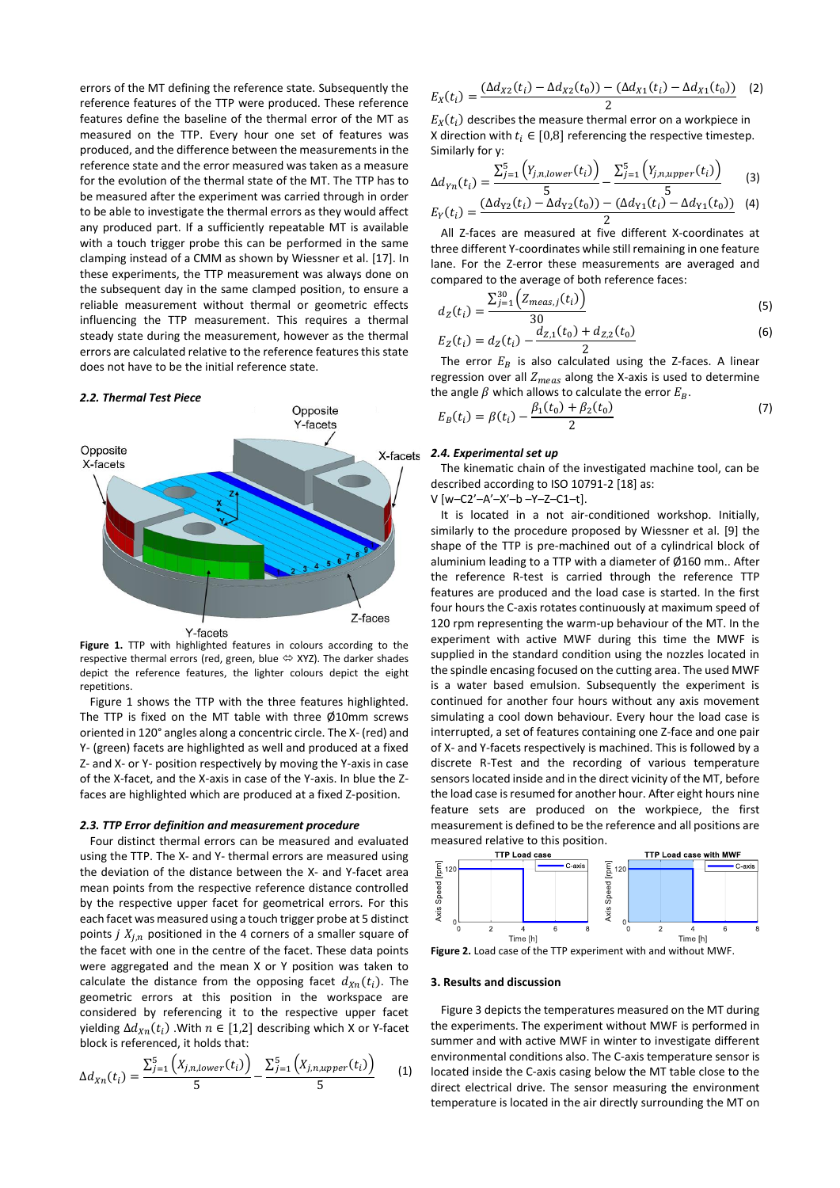errors of the MT defining the reference state. Subsequently the reference features of the TTP were produced. These reference features define the baseline of the thermal error of the MT as measured on the TTP. Every hour one set of features was produced, and the difference between the measurements in the reference state and the error measured was taken as a measure for the evolution of the thermal state of the MT. The TTP has to be measured after the experiment was carried through in order to be able to investigate the thermal errors as they would affect any produced part. If a sufficiently repeatable MT is available with a touch trigger probe this can be performed in the same clamping instead of a CMM as shown by Wiessner et al. [17]. In these experiments, the TTP measurement was always done on the subsequent day in the same clamped position, to ensure a reliable measurement without thermal or geometric effects influencing the TTP measurement. This requires a thermal steady state during the measurement, however as the thermal errors are calculated relative to the reference features this state does not have to be the initial reference state.

### 2.2. Thermal Test Piece

**Figure 1.** TTP with highlighted features in colours according to the respective thermal errors (red, green, blue ⇔ XYZ). The darker shades depict the reference features, the lighter colours depict the eight repetitions.

Figure 1 shows the TTP with the three features highlighted. The TTP is fixed on the MT table with three Ø10mm screws oriented in 120° angles along a concentric circle. The X- (red) and Y- (green) facets are highlighted as well and produced at a fixed Z- and X- or Y- position respectively by moving the Y-axis in case of the X-facet, and the X-axis in case of the Y-axis. In blue the Z-faces are highlighted which are produced at a fixed Z-position.

### 2.3. TTP Error definition and measurement procedure

Four distinct thermal errors can be measured and evaluated using the TTP. The X- and Y- thermal errors are measured using the deviation of the distance between the X- and Y-facet area mean points from the respective reference distance controlled by the respective upper facet for geometrical errors. For this each facet was measured using a touch trigger probe at 5 distinct points $j$ $X_{j,n}$ positioned in the 4 corners of a smaller square of the facet with one in the centre of the facet. These data points were aggregated and the mean X or Y position was taken to calculate the distance from the opposing facet $d_{Xn}(t_i)$. The geometric errors at this position in the workspace are considered by referencing it to the respective upper facet yielding $\Delta d_{Xn}(t_i)$ .With $n \in [1{,}2]$ describing which X or Y-facet block is referenced, it holds that:

$$\Delta d_{Xn}(t_i) = \frac{\sum_{j=1}^{5}\left(X_{j,n,lower}(t_i)\right)}{5} - \frac{\sum_{j=1}^{5}\left(X_{j,n,upper}(t_i)\right)}{5} \qquad (1)$$

$$E_X(t_i) = \frac{(\Delta d_{X2}(t_i) - \Delta d_{X2}(t_0)) - (\Delta d_{X1}(t_i) - \Delta d_{X1}(t_0))}{2} \qquad (2)$$

$E_X(t_i)$ describes the measure thermal error on a workpiece in X direction with $t_i \in [0{,}8]$ referencing the respective timestep. Similarly for y:

$$\Delta d_{Yn}(t_i) = \frac{\sum_{j=1}^{5}\left(Y_{j,n,lower}(t_i)\right)}{5} - \frac{\sum_{j=1}^{5}\left(Y_{j,n,upper}(t_i)\right)}{5} \qquad (3)$$

$$E_Y(t_i) = \frac{(\Delta d_{Y2}(t_i) - \Delta d_{Y2}(t_0)) - (\Delta d_{Y1}(t_i) - \Delta d_{Y1}(t_0))}{2} \qquad (4)$$

All Z-faces are measured at five different X-coordinates at three different Y-coordinates while still remaining in one feature lane. For the Z-error these measurements are averaged and compared to the average of both reference faces:

$$d_Z(t_i) = \frac{\sum_{j=1}^{30}\left(Z_{meas,j}(t_i)\right)}{30} \qquad (5)$$

$$E_Z(t_i) = d_Z(t_i) - \frac{d_{Z,1}(t_0) + d_{Z,2}(t_0)}{2} \qquad (6)$$

The error $E_B$ is also calculated using the Z-faces. A linear regression over all $Z_{meas}$ along the X-axis is used to determine the angle $\beta$ which allows to calculate the error $E_B$.

$$E_B(t_i) = \beta(t_i) - \frac{\beta_1(t_0) + \beta_2(t_0)}{2} \qquad (7)$$

### 2.4. Experimental set up

The kinematic chain of the investigated machine tool, can be described according to ISO 10791-2 [18] as:
V [w–C2’–A’–X’–b –Y–Z–C1–t].

It is located in a not air-conditioned workshop. Initially, similarly to the procedure proposed by Wiessner et al. [9] the shape of the TTP is pre-machined out of a cylindrical block of aluminium leading to a TTP with a diameter of Ø160 mm.. After the reference R-test is carried through the reference TTP features are produced and the load case is started. In the first four hours the C-axis rotates continuously at maximum speed of 120 rpm representing the warm-up behaviour of the MT. In the experiment with active MWF during this time the MWF is supplied in the standard condition using the nozzles located in the spindle encasing focused on the cutting area. The used MWF is a water based emulsion. Subsequently the experiment is continued for another four hours without any axis movement simulating a cool down behaviour. Every hour the load case is interrupted, a set of features containing one Z-face and one pair of X- and Y-facets respectively is machined. This is followed by a discrete R-Test and the recording of various temperature sensors located inside and in the direct vicinity of the MT, before the load case is resumed for another hour. After eight hours nine feature sets are produced on the workpiece, the first measurement is defined to be the reference and all positions are measured relative to this position.

**Figure 2.** Load case of the TTP experiment with and without MWF.

## 3. Results and discussion

Figure 3 depicts the temperatures measured on the MT during the experiments. The experiment without MWF is performed in summer and with active MWF in winter to investigate different environmental conditions also. The C-axis temperature sensor is located inside the C-axis casing below the MT table close to the direct electrical drive. The sensor measuring the environment temperature is located in the air directly surrounding the MT on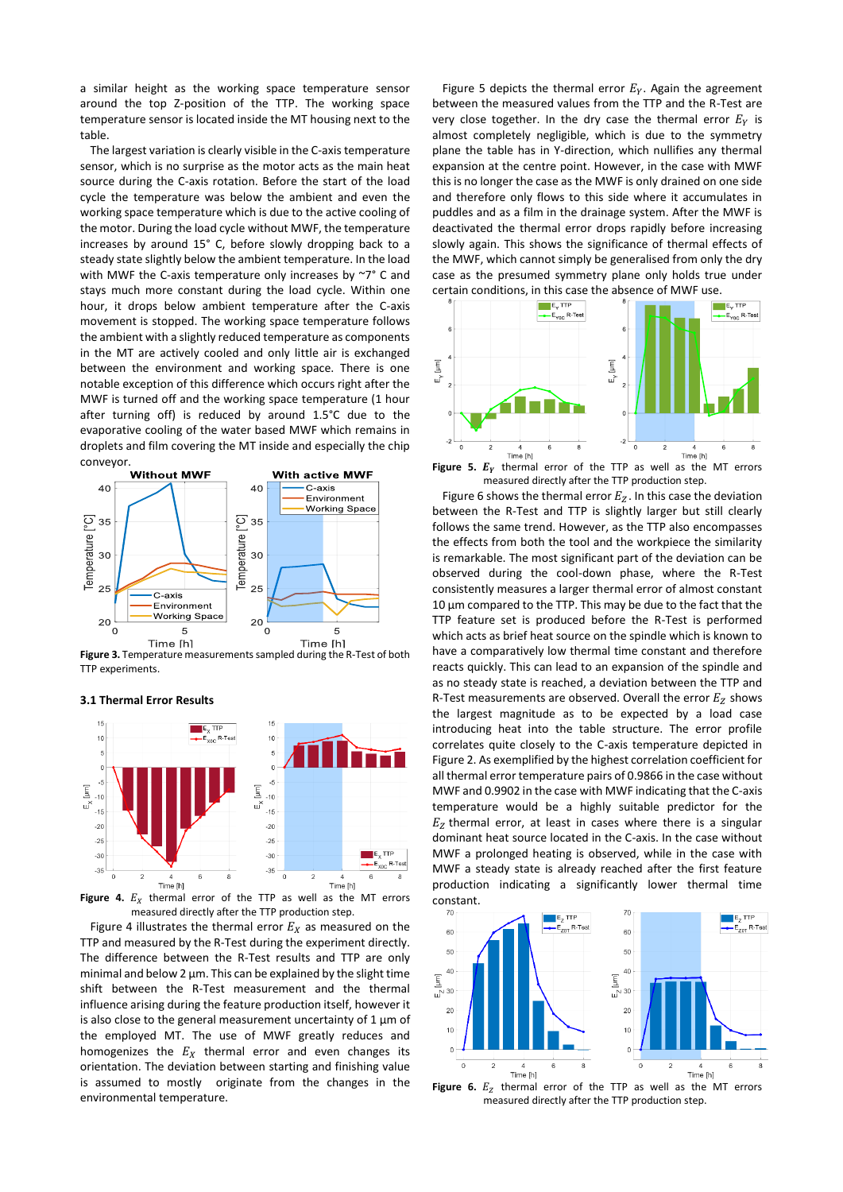a similar height as the working space temperature sensor around the top Z-position of the TTP. The working space temperature sensor is located inside the MT housing next to the table.

The largest variation is clearly visible in the C-axis temperature sensor, which is no surprise as the motor acts as the main heat source during the C-axis rotation. Before the start of the load cycle the temperature was below the ambient and even the working space temperature which is due to the active cooling of the motor. During the load cycle without MWF, the temperature increases by around 15° C, before slowly dropping back to a steady state slightly below the ambient temperature. In the load with MWF the C-axis temperature only increases by ~7° C and stays much more constant during the load cycle. Within one hour, it drops below ambient temperature after the C-axis movement is stopped. The working space temperature follows the ambient with a slightly reduced temperature as components in the MT are actively cooled and only little air is exchanged between the environment and working space. There is one notable exception of this difference which occurs right after the MWF is turned off and the working space temperature (1 hour after turning off) is reduced by around 1.5°C due to the evaporative cooling of the water based MWF which remains in droplets and film covering the MT inside and especially the chip conveyor.

**Figure 3.** Temperature measurements sampled during the R-Test of both TTP experiments.

### 3.1 Thermal Error Results

**Figure 4.** $E_X$ thermal error of the TTP as well as the MT errors measured directly after the TTP production step.

Figure 4 illustrates the thermal error $E_X$ as measured on the TTP and measured by the R-Test during the experiment directly. The difference between the R-Test results and TTP are only minimal and below 2 µm. This can be explained by the slight time shift between the R-Test measurement and the thermal influence arising during the feature production itself, however it is also close to the general measurement uncertainty of 1 µm of the employed MT. The use of MWF greatly reduces and homogenizes the $E_X$ thermal error and even changes its orientation. The deviation between starting and finishing value is assumed to mostly originate from the changes in the environmental temperature.

Figure 5 depicts the thermal error $E_Y$. Again the agreement between the measured values from the TTP and the R-Test are very close together. In the dry case the thermal error $E_Y$ is almost completely negligible, which is due to the symmetry plane the table has in Y-direction, which nullifies any thermal expansion at the centre point. However, in the case with MWF this is no longer the case as the MWF is only drained on one side and therefore only flows to this side where it accumulates in puddles and as a film in the drainage system. After the MWF is deactivated the thermal error drops rapidly before increasing slowly again. This shows the significance of thermal effects of the MWF, which cannot simply be generalised from only the dry case as the presumed symmetry plane only holds true under certain conditions, in this case the absence of MWF use.

**Figure 5.** $E_Y$ thermal error of the TTP as well as the MT errors measured directly after the TTP production step.

Figure 6 shows the thermal error $E_Z$. In this case the deviation between the R-Test and TTP is slightly larger but still clearly follows the same trend. However, as the TTP also encompasses the effects from both the tool and the workpiece the similarity is remarkable. The most significant part of the deviation can be observed during the cool-down phase, where the R-Test consistently measures a larger thermal error of almost constant 10 µm compared to the TTP. This may be due to the fact that the TTP feature set is produced before the R-Test is performed which acts as brief heat source on the spindle which is known to have a comparatively low thermal time constant and therefore reacts quickly. This can lead to an expansion of the spindle and as no steady state is reached, a deviation between the TTP and R-Test measurements are observed. Overall the error $E_Z$ shows the largest magnitude as to be expected by a load case introducing heat into the table structure. The error profile correlates quite closely to the C-axis temperature depicted in Figure 2. As exemplified by the highest correlation coefficient for all thermal error temperature pairs of 0.9866 in the case without MWF and 0.9902 in the case with MWF indicating that the C-axis temperature would be a highly suitable predictor for the $E_Z$ thermal error, at least in cases where there is a singular dominant heat source located in the C-axis. In the case without MWF a prolonged heating is observed, while in the case with MWF a steady state is already reached after the first feature production indicating a significantly lower thermal time constant.

**Figure 6.** $E_Z$ thermal error of the TTP as well as the MT errors measured directly after the TTP production step.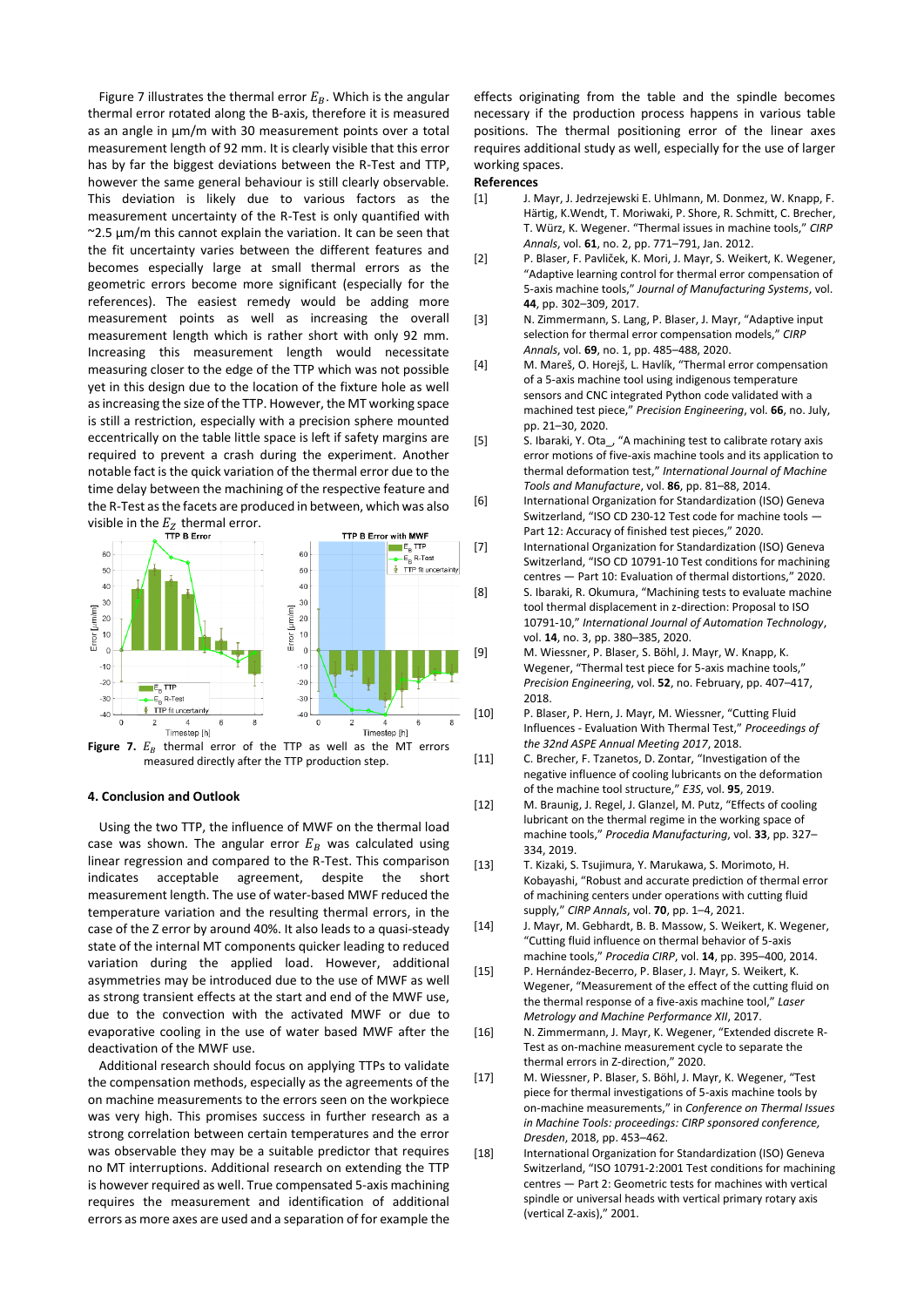Figure 7 illustrates the thermal error $E_B$. Which is the angular thermal error rotated along the B-axis, therefore it is measured as an angle in µm/m with 30 measurement points over a total measurement length of 92 mm. It is clearly visible that this error has by far the biggest deviations between the R-Test and TTP, however the same general behaviour is still clearly observable. This deviation is likely due to various factors as the measurement uncertainty of the R-Test is only quantified with ~2.5 µm/m this cannot explain the variation. It can be seen that the fit uncertainty varies between the different features and becomes especially large at small thermal errors as the geometric errors become more significant (especially for the references). The easiest remedy would be adding more measurement points as well as increasing the overall measurement length which is rather short with only 92 mm. Increasing this measurement length would necessitate measuring closer to the edge of the TTP which was not possible yet in this design due to the location of the fixture hole as well as increasing the size of the TTP. However, the MT working space is still a restriction, especially with a precision sphere mounted eccentrically on the table little space is left if safety margins are required to prevent a crash during the experiment. Another notable fact is the quick variation of the thermal error due to the time delay between the machining of the respective feature and the R-Test as the facets are produced in between, which was also visible in the $E_Z$ thermal error.

TTP B Error
60
50
40
30
20
10
0
-10
-20
-30
-40
Error [µm/m]
0 2 4 6 8
Timestep [h]
$E_B$ TTP
$E_B$ R-Test
TTP fit uncertainty

TTP B Error with MWF
60
50
40
30
20
10
0
-10
-20
-30
-40
Error [µm/m]
0 2 4 6 8
Timestep [h]
$E_B$ TTP
$E_B$ R-Test
TTP fit uncertainty

**Figure 7.** $E_B$ thermal error of the TTP as well as the MT errors measured directly after the TTP production step.

## 4. Conclusion and Outlook

Using the two TTP, the influence of MWF on the thermal load case was shown. The angular error $E_B$ was calculated using linear regression and compared to the R-Test. This comparison indicates acceptable agreement, despite the short measurement length. The use of water-based MWF reduced the temperature variation and the resulting thermal errors, in the case of the Z error by around 40%. It also leads to a quasi-steady state of the internal MT components quicker leading to reduced variation during the applied load. However, additional asymmetries may be introduced due to the use of MWF as well as strong transient effects at the start and end of the MWF use, due to the convection with the activated MWF or due to evaporative cooling in the use of water based MWF after the deactivation of the MWF use.

Additional research should focus on applying TTPs to validate the compensation methods, especially as the agreements of the on machine measurements to the errors seen on the workpiece was very high. This promises success in further research as a strong correlation between certain temperatures and the error was observable they may be a suitable predictor that requires no MT interruptions. Additional research on extending the TTP is however required as well. True compensated 5-axis machining requires the measurement and identification of additional errors as more axes are used and a separation of for example the effects originating from the table and the spindle becomes necessary if the production process happens in various table positions. The thermal positioning error of the linear axes requires additional study as well, especially for the use of larger working spaces.

## References

[1] J. Mayr, J. Jedrzejewski E. Uhlmann, M. Donmez, W. Knapp, F. Härtig, K.Wendt, T. Moriwaki, P. Shore, R. Schmitt, C. Brecher, T. Würz, K. Wegener. "Thermal issues in machine tools," *CIRP Annals*, vol. **61**, no. 2, pp. 771–791, Jan. 2012.

[2] P. Blaser, F. Pavliček, K. Mori, J. Mayr, S. Weikert, K. Wegener, "Adaptive learning control for thermal error compensation of 5-axis machine tools," *Journal of Manufacturing Systems*, vol. **44**, pp. 302–309, 2017.

[3] N. Zimmermann, S. Lang, P. Blaser, J. Mayr, "Adaptive input selection for thermal error compensation models," *CIRP Annals*, vol. **69**, no. 1, pp. 485–488, 2020.

[4] M. Mareš, O. Horejš, L. Havlík, "Thermal error compensation of a 5-axis machine tool using indigenous temperature sensors and CNC integrated Python code validated with a machined test piece," *Precision Engineering*, vol. **66**, no. July, pp. 21–30, 2020.

[5] S. Ibaraki, Y. Ota_, "A machining test to calibrate rotary axis error motions of five-axis machine tools and its application to thermal deformation test," *International Journal of Machine Tools and Manufacture*, vol. **86**, pp. 81–88, 2014.

[6] International Organization for Standardization (ISO) Geneva Switzerland, "ISO CD 230-12 Test code for machine tools — Part 12: Accuracy of finished test pieces," 2020.

[7] International Organization for Standardization (ISO) Geneva Switzerland, "ISO CD 10791-10 Test conditions for machining centres — Part 10: Evaluation of thermal distortions," 2020.

[8] S. Ibaraki, R. Okumura, "Machining tests to evaluate machine tool thermal displacement in z-direction: Proposal to ISO 10791-10," *International Journal of Automation Technology*, vol. **14**, no. 3, pp. 380–385, 2020.

[9] M. Wiessner, P. Blaser, S. Böhl, J. Mayr, W. Knapp, K. Wegener, "Thermal test piece for 5-axis machine tools," *Precision Engineering*, vol. **52**, no. February, pp. 407–417, 2018.

[10] P. Blaser, P. Hern, J. Mayr, M. Wiessner, "Cutting Fluid Influences - Evaluation With Thermal Test," *Proceedings of the 32nd ASPE Annual Meeting 2017*, 2018.

[11] C. Brecher, F. Tzanetos, D. Zontar, "Investigation of the negative influence of cooling lubricants on the deformation of the machine tool structure," *E3S*, vol. **95**, 2019.

[12] M. Braunig, J. Regel, J. Glanzel, M. Putz, "Effects of cooling lubricant on the thermal regime in the working space of machine tools," *Procedia Manufacturing*, vol. **33**, pp. 327–334, 2019.

[13] T. Kizaki, S. Tsujimura, Y. Marukawa, S. Morimoto, H. Kobayashi, "Robust and accurate prediction of thermal error of machining centers under operations with cutting fluid supply," *CIRP Annals*, vol. **70**, pp. 1–4, 2021.

[14] J. Mayr, M. Gebhardt, B. B. Massow, S. Weikert, K. Wegener, "Cutting fluid influence on thermal behavior of 5-axis machine tools," *Procedia CIRP*, vol. **14**, pp. 395–400, 2014.

[15] P. Hernández-Becerro, P. Blaser, J. Mayr, S. Weikert, K. Wegener, "Measurement of the effect of the cutting fluid on the thermal response of a five-axis machine tool," *Laser Metrology and Machine Performance XII*, 2017.

[16] N. Zimmermann, J. Mayr, K. Wegener, "Extended discrete R-Test as on-machine measurement cycle to separate the thermal errors in Z-direction," 2020.

[17] M. Wiessner, P. Blaser, S. Böhl, J. Mayr, K. Wegener, "Test piece for thermal investigations of 5-axis machine tools by on-machine measurements," in *Conference on Thermal Issues in Machine Tools: proceedings: CIRP sponsored conference, Dresden*, 2018, pp. 453–462.

[18] International Organization for Standardization (ISO) Geneva Switzerland, "ISO 10791-2:2001 Test conditions for machining centres — Part 2: Geometric tests for machines with vertical spindle or universal heads with vertical primary rotary axis (vertical Z-axis)," 2001.